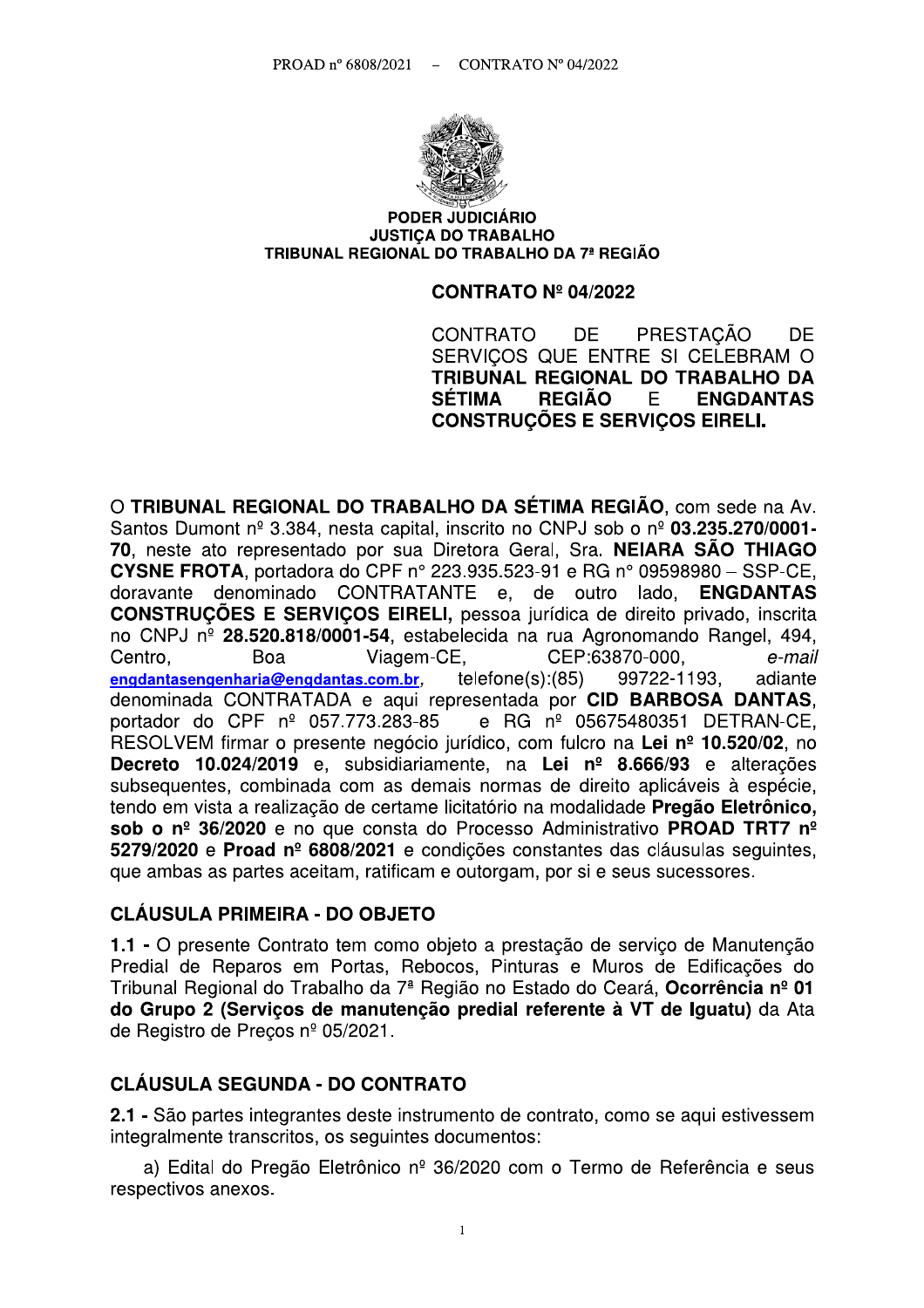PODER JUDICIÁRIO
JUSTIÇA DO TRABALHO
TRIBUNAL REGIONAL DO TRABALHO DA 7ª REGIÃO

# CONTRATO Nº 04/2022

CONTRATO DE PRESTAÇÃO DE SERVIÇOS QUE ENTRE SI CELEBRAM O **TRIBUNAL REGIONAL DO TRABALHO DA SÉTIMA REGIÃO** E **ENGDANTAS CONSTRUÇÕES E SERVIÇOS EIRELI.**

O **TRIBUNAL REGIONAL DO TRABALHO DA SÉTIMA REGIÃO**, com sede na Av. Santos Dumont nº 3.384, nesta capital, inscrito no CNPJ sob o nº **03.235.270/0001-70**, neste ato representado por sua Diretora Geral, Sra. **NEIARA SÃO THIAGO CYSNE FROTA**, portadora do CPF n° 223.935.523-91 e RG n° 09598980 – SSP-CE, doravante denominado CONTRATANTE e, de outro lado, **ENGDANTAS CONSTRUÇÕES E SERVIÇOS EIRELI,** pessoa jurídica de direito privado, inscrita no CNPJ nº **28.520.818/0001-54**, estabelecida na rua Agronomando Rangel, 494, Centro, Boa Viagem-CE, CEP:63870-000, *e-mail* engdantasengenharia@engdantas.com.br, telefone(s):(85) 99722-1193, adiante denominada CONTRATADA e aqui representada por **CID BARBOSA DANTAS**, portador do CPF nº 057.773.283-85 e RG nº 05675480351 DETRAN-CE, RESOLVEM firmar o presente negócio jurídico, com fulcro na **Lei nº 10.520/02**, no **Decreto 10.024/2019** e, subsidiariamente, na **Lei nº 8.666/93** e alterações subsequentes, combinada com as demais normas de direito aplicáveis à espécie, tendo em vista a realização de certame licitatório na modalidade **Pregão Eletrônico, sob o nº 36/2020** e no que consta do Processo Administrativo **PROAD TRT7 nº 5279/2020** e **Proad nº 6808/2021** e condições constantes das cláusulas seguintes, que ambas as partes aceitam, ratificam e outorgam, por si e seus sucessores.

## CLÁUSULA PRIMEIRA - DO OBJETO

**1.1 -** O presente Contrato tem como objeto a prestação de serviço de Manutenção Predial de Reparos em Portas, Rebocos, Pinturas e Muros de Edificações do Tribunal Regional do Trabalho da 7ª Região no Estado do Ceará, **Ocorrência nº 01 do Grupo 2 (Serviços de manutenção predial referente à VT de Iguatu)** da Ata de Registro de Preços nº 05/2021.

## CLÁUSULA SEGUNDA - DO CONTRATO

**2.1 -** São partes integrantes deste instrumento de contrato, como se aqui estivessem integralmente transcritos, os seguintes documentos:

a) Edital do Pregão Eletrônico nº 36/2020 com o Termo de Referência e seus respectivos anexos.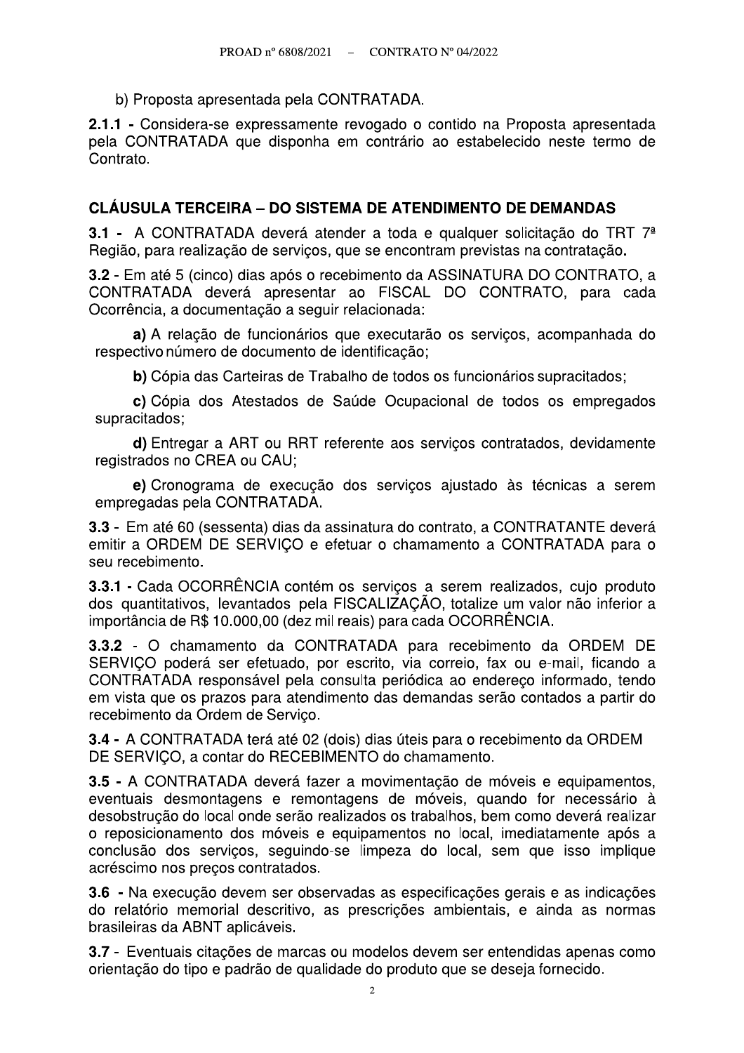b) Proposta apresentada pela CONTRATADA.

**2.1.1 -** Considera-se expressamente revogado o contido na Proposta apresentada pela CONTRATADA que disponha em contrário ao estabelecido neste termo de Contrato.

## CLÁUSULA TERCEIRA – DO SISTEMA DE ATENDIMENTO DE DEMANDAS

**3.1 -** A CONTRATADA deverá atender a toda e qualquer solicitação do TRT 7ª Região, para realização de serviços, que se encontram previstas na contratação.

**3.2** - Em até 5 (cinco) dias após o recebimento da ASSINATURA DO CONTRATO, a CONTRATADA deverá apresentar ao FISCAL DO CONTRATO, para cada Ocorrência, a documentação a seguir relacionada:

**a)** A relação de funcionários que executarão os serviços, acompanhada do respectivo número de documento de identificação;

**b)** Cópia das Carteiras de Trabalho de todos os funcionários supracitados;

**c)** Cópia dos Atestados de Saúde Ocupacional de todos os empregados supracitados;

**d)** Entregar a ART ou RRT referente aos serviços contratados, devidamente registrados no CREA ou CAU;

**e)** Cronograma de execução dos serviços ajustado às técnicas a serem empregadas pela CONTRATADA.

**3.3** - Em até 60 (sessenta) dias da assinatura do contrato, a CONTRATANTE deverá emitir a ORDEM DE SERVIÇO e efetuar o chamamento a CONTRATADA para o seu recebimento.

**3.3.1** - Cada OCORRÊNCIA contém os serviços a serem realizados, cujo produto dos quantitativos, levantados pela FISCALIZAÇÃO, totalize um valor não inferior a importância de R$ 10.000,00 (dez mil reais) para cada OCORRÊNCIA.

**3.3.2** - O chamamento da CONTRATADA para recebimento da ORDEM DE SERVIÇO poderá ser efetuado, por escrito, via correio, fax ou e-mail, ficando a CONTRATADA responsável pela consulta periódica ao endereço informado, tendo em vista que os prazos para atendimento das demandas serão contados a partir do recebimento da Ordem de Serviço.

**3.4 -** A CONTRATADA terá até 02 (dois) dias úteis para o recebimento da ORDEM DE SERVIÇO, a contar do RECEBIMENTO do chamamento.

**3.5 -** A CONTRATADA deverá fazer a movimentação de móveis e equipamentos, eventuais desmontagens e remontagens de móveis, quando for necessário à desobstrução do local onde serão realizados os trabalhos, bem como deverá realizar o reposicionamento dos móveis e equipamentos no local, imediatamente após a conclusão dos serviços, seguindo-se limpeza do local, sem que isso implique acréscimo nos preços contratados.

**3.6 -** Na execução devem ser observadas as especificações gerais e as indicações do relatório memorial descritivo, as prescrições ambientais, e ainda as normas brasileiras da ABNT aplicáveis.

**3.7** - Eventuais citações de marcas ou modelos devem ser entendidas apenas como orientação do tipo e padrão de qualidade do produto que se deseja fornecido.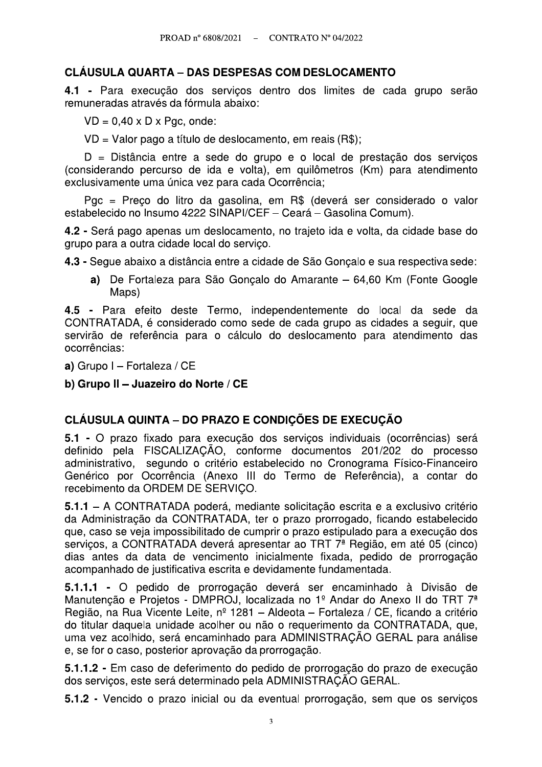## CLÁUSULA QUARTA – DAS DESPESAS COM DESLOCAMENTO

**4.1 -** Para execução dos serviços dentro dos limites de cada grupo serão remuneradas através da fórmula abaixo:

$VD = 0{,}40 \times D \times Pgc$, onde:

VD = Valor pago a título de deslocamento, em reais (R$);

D = Distância entre a sede do grupo e o local de prestação dos serviços (considerando percurso de ida e volta), em quilômetros (Km) para atendimento exclusivamente uma única vez para cada Ocorrência;

Pgc = Preço do litro da gasolina, em R$ (deverá ser considerado o valor estabelecido no Insumo 4222 SINAPI/CEF – Ceará – Gasolina Comum).

**4.2 -** Será pago apenas um deslocamento, no trajeto ida e volta, da cidade base do grupo para a outra cidade local do serviço.

**4.3 -** Segue abaixo a distância entre a cidade de São Gonçalo e sua respectiva sede:

**a)** De Fortaleza para São Gonçalo do Amarante – 64,60 Km (Fonte Google Maps)

**4.5 -** Para efeito deste Termo, independentemente do local da sede da CONTRATADA, é considerado como sede de cada grupo as cidades a seguir, que servirão de referência para o cálculo do deslocamento para atendimento das ocorrências:

**a)** Grupo I – Fortaleza / CE

**b) Grupo II – Juazeiro do Norte / CE**

## CLÁUSULA QUINTA – DO PRAZO E CONDIÇÕES DE EXECUÇÃO

**5.1 -** O prazo fixado para execução dos serviços individuais (ocorrências) será definido pela FISCALIZAÇÃO, conforme documentos 201/202 do processo administrativo, segundo o critério estabelecido no Cronograma Físico-Financeiro Genérico por Ocorrência (Anexo III do Termo de Referência), a contar do recebimento da ORDEM DE SERVIÇO.

**5.1.1** – A CONTRATADA poderá, mediante solicitação escrita e a exclusivo critério da Administração da CONTRATADA, ter o prazo prorrogado, ficando estabelecido que, caso se veja impossibilitado de cumprir o prazo estipulado para a execução dos serviços, a CONTRATADA deverá apresentar ao TRT 7ª Região, em até 05 (cinco) dias antes da data de vencimento inicialmente fixada, pedido de prorrogação acompanhado de justificativa escrita e devidamente fundamentada.

**5.1.1.1 -** O pedido de prorrogação deverá ser encaminhado à Divisão de Manutenção e Projetos - DMPROJ, localizada no 1º Andar do Anexo II do TRT 7ª Região, na Rua Vicente Leite, nº 1281 – Aldeota – Fortaleza / CE, ficando a critério do titular daquela unidade acolher ou não o requerimento da CONTRATADA, que, uma vez acolhido, será encaminhado para ADMINISTRAÇÃO GERAL para análise e, se for o caso, posterior aprovação da prorrogação.

**5.1.1.2 -** Em caso de deferimento do pedido de prorrogação do prazo de execução dos serviços, este será determinado pela ADMINISTRAÇÃO GERAL.

**5.1.2 -** Vencido o prazo inicial ou da eventual prorrogação, sem que os serviços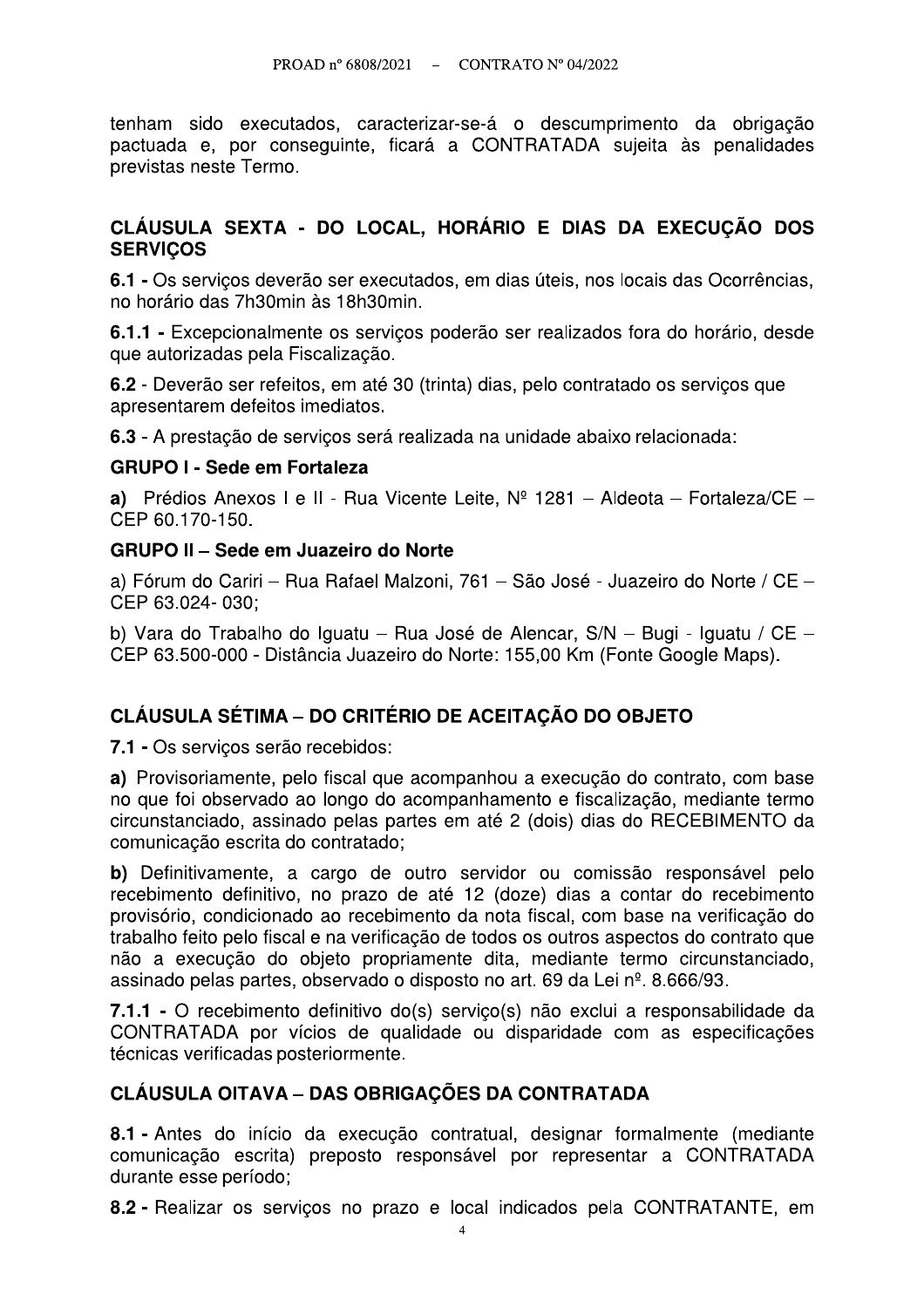tenham sido executados, caracterizar-se-á o descumprimento da obrigação pactuada e, por conseguinte, ficará a CONTRATADA sujeita às penalidades previstas neste Termo.

## CLÁUSULA SEXTA - DO LOCAL, HORÁRIO E DIAS DA EXECUÇÃO DOS SERVIÇOS

**6.1 -** Os serviços deverão ser executados, em dias úteis, nos locais das Ocorrências, no horário das 7h30min às 18h30min.

**6.1.1 -** Excepcionalmente os serviços poderão ser realizados fora do horário, desde que autorizadas pela Fiscalização.

**6.2** - Deverão ser refeitos, em até 30 (trinta) dias, pelo contratado os serviços que apresentarem defeitos imediatos.

**6.3** - A prestação de serviços será realizada na unidade abaixo relacionada:

**GRUPO I - Sede em Fortaleza**

**a)** Prédios Anexos I e II - Rua Vicente Leite, Nº 1281 – Aldeota – Fortaleza/CE – CEP 60.170-150.

**GRUPO II – Sede em Juazeiro do Norte**

a) Fórum do Cariri – Rua Rafael Malzoni, 761 – São José - Juazeiro do Norte / CE – CEP 63.024- 030;

b) Vara do Trabalho do Iguatu – Rua José de Alencar, S/N – Bugi - Iguatu / CE – CEP 63.500-000 - Distância Juazeiro do Norte: 155,00 Km (Fonte Google Maps).

## CLÁUSULA SÉTIMA – DO CRITÉRIO DE ACEITAÇÃO DO OBJETO

**7.1 -** Os serviços serão recebidos:

**a)** Provisoriamente, pelo fiscal que acompanhou a execução do contrato, com base no que foi observado ao longo do acompanhamento e fiscalização, mediante termo circunstanciado, assinado pelas partes em até 2 (dois) dias do RECEBIMENTO da comunicação escrita do contratado;

**b)** Definitivamente, a cargo de outro servidor ou comissão responsável pelo recebimento definitivo, no prazo de até 12 (doze) dias a contar do recebimento provisório, condicionado ao recebimento da nota fiscal, com base na verificação do trabalho feito pelo fiscal e na verificação de todos os outros aspectos do contrato que não a execução do objeto propriamente dita, mediante termo circunstanciado, assinado pelas partes, observado o disposto no art. 69 da Lei nº. 8.666/93.

**7.1.1 -** O recebimento definitivo do(s) serviço(s) não exclui a responsabilidade da CONTRATADA por vícios de qualidade ou disparidade com as especificações técnicas verificadas posteriormente.

## CLÁUSULA OITAVA – DAS OBRIGAÇÕES DA CONTRATADA

**8.1 -** Antes do início da execução contratual, designar formalmente (mediante comunicação escrita) preposto responsável por representar a CONTRATADA durante esse período;

**8.2 -** Realizar os serviços no prazo e local indicados pela CONTRATANTE, em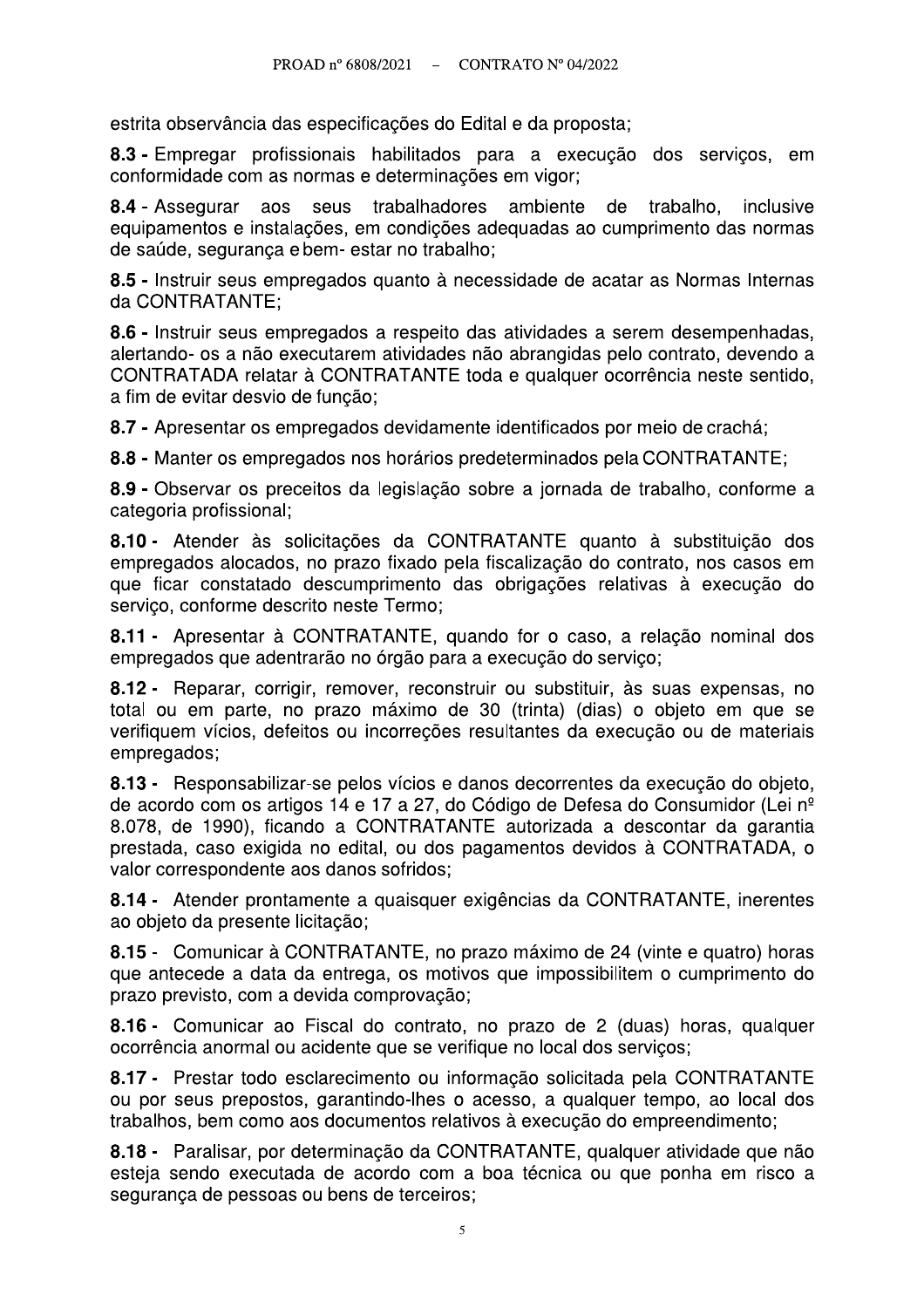estrita observância das especificações do Edital e da proposta;

**8.3 -** Empregar profissionais habilitados para a execução dos serviços, em conformidade com as normas e determinações em vigor;

**8.4** - Assegurar aos seus trabalhadores ambiente de trabalho, inclusive equipamentos e instalações, em condições adequadas ao cumprimento das normas de saúde, segurança e bem- estar no trabalho;

**8.5 -** Instruir seus empregados quanto à necessidade de acatar as Normas Internas da CONTRATANTE;

**8.6 -** Instruir seus empregados a respeito das atividades a serem desempenhadas, alertando- os a não executarem atividades não abrangidas pelo contrato, devendo a CONTRATADA relatar à CONTRATANTE toda e qualquer ocorrência neste sentido, a fim de evitar desvio de função;

**8.7 -** Apresentar os empregados devidamente identificados por meio de crachá;

**8.8 -** Manter os empregados nos horários predeterminados pela CONTRATANTE;

**8.9 -** Observar os preceitos da legislação sobre a jornada de trabalho, conforme a categoria profissional;

**8.10 -** Atender às solicitações da CONTRATANTE quanto à substituição dos empregados alocados, no prazo fixado pela fiscalização do contrato, nos casos em que ficar constatado descumprimento das obrigações relativas à execução do serviço, conforme descrito neste Termo;

**8.11 -** Apresentar à CONTRATANTE, quando for o caso, a relação nominal dos empregados que adentrarão no órgão para a execução do serviço;

**8.12 -** Reparar, corrigir, remover, reconstruir ou substituir, às suas expensas, no total ou em parte, no prazo máximo de 30 (trinta) (dias) o objeto em que se verifiquem vícios, defeitos ou incorreções resultantes da execução ou de materiais empregados;

**8.13 -** Responsabilizar-se pelos vícios e danos decorrentes da execução do objeto, de acordo com os artigos 14 e 17 a 27, do Código de Defesa do Consumidor (Lei nº 8.078, de 1990), ficando a CONTRATANTE autorizada a descontar da garantia prestada, caso exigida no edital, ou dos pagamentos devidos à CONTRATADA, o valor correspondente aos danos sofridos;

**8.14 -** Atender prontamente a quaisquer exigências da CONTRATANTE, inerentes ao objeto da presente licitação;

**8.15** - Comunicar à CONTRATANTE, no prazo máximo de 24 (vinte e quatro) horas que antecede a data da entrega, os motivos que impossibilitem o cumprimento do prazo previsto, com a devida comprovação;

**8.16 -** Comunicar ao Fiscal do contrato, no prazo de 2 (duas) horas, qualquer ocorrência anormal ou acidente que se verifique no local dos serviços;

**8.17 -** Prestar todo esclarecimento ou informação solicitada pela CONTRATANTE ou por seus prepostos, garantindo-lhes o acesso, a qualquer tempo, ao local dos trabalhos, bem como aos documentos relativos à execução do empreendimento;

**8.18 -** Paralisar, por determinação da CONTRATANTE, qualquer atividade que não esteja sendo executada de acordo com a boa técnica ou que ponha em risco a segurança de pessoas ou bens de terceiros;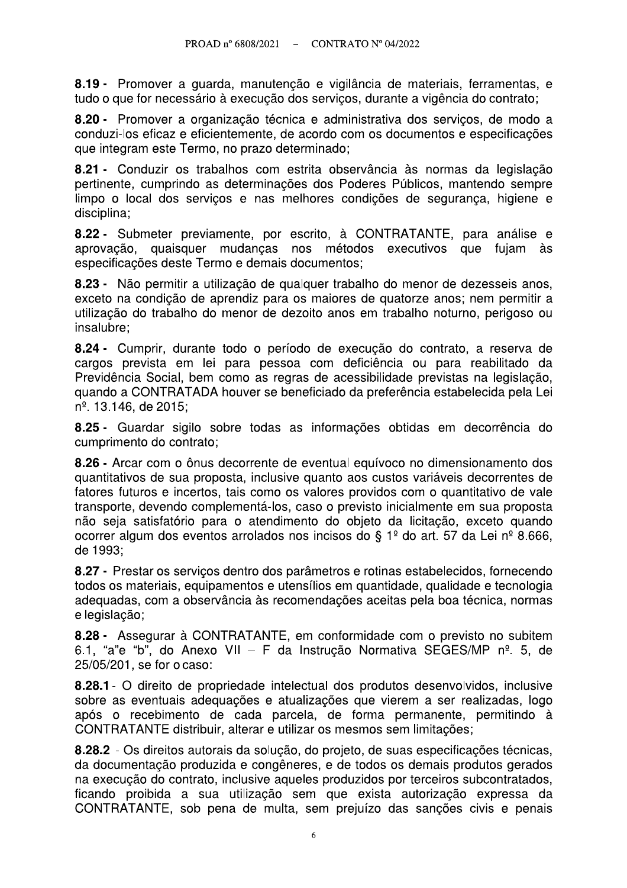**8.19 -** Promover a guarda, manutenção e vigilância de materiais, ferramentas, e tudo o que for necessário à execução dos serviços, durante a vigência do contrato;

**8.20 -** Promover a organização técnica e administrativa dos serviços, de modo a conduzi-los eficaz e eficientemente, de acordo com os documentos e especificações que integram este Termo, no prazo determinado;

**8.21 -** Conduzir os trabalhos com estrita observância às normas da legislação pertinente, cumprindo as determinações dos Poderes Públicos, mantendo sempre limpo o local dos serviços e nas melhores condições de segurança, higiene e disciplina;

**8.22 -** Submeter previamente, por escrito, à CONTRATANTE, para análise e aprovação, quaisquer mudanças nos métodos executivos que fujam às especificações deste Termo e demais documentos;

**8.23 -** Não permitir a utilização de qualquer trabalho do menor de dezesseis anos, exceto na condição de aprendiz para os maiores de quatorze anos; nem permitir a utilização do trabalho do menor de dezoito anos em trabalho noturno, perigoso ou insalubre;

**8.24 -** Cumprir, durante todo o período de execução do contrato, a reserva de cargos prevista em lei para pessoa com deficiência ou para reabilitado da Previdência Social, bem como as regras de acessibilidade previstas na legislação, quando a CONTRATADA houver se beneficiado da preferência estabelecida pela Lei nº. 13.146, de 2015;

**8.25 -** Guardar sigilo sobre todas as informações obtidas em decorrência do cumprimento do contrato;

**8.26 -** Arcar com o ônus decorrente de eventual equívoco no dimensionamento dos quantitativos de sua proposta, inclusive quanto aos custos variáveis decorrentes de fatores futuros e incertos, tais como os valores providos com o quantitativo de vale transporte, devendo complementá-los, caso o previsto inicialmente em sua proposta não seja satisfatório para o atendimento do objeto da licitação, exceto quando ocorrer algum dos eventos arrolados nos incisos do § 1º do art. 57 da Lei nº 8.666, de 1993;

**8.27 -** Prestar os serviços dentro dos parâmetros e rotinas estabelecidos, fornecendo todos os materiais, equipamentos e utensílios em quantidade, qualidade e tecnologia adequadas, com a observância às recomendações aceitas pela boa técnica, normas e legislação;

**8.28 -** Assegurar à CONTRATANTE, em conformidade com o previsto no subitem 6.1, "a"e "b", do Anexo VII – F da Instrução Normativa SEGES/MP nº. 5, de 25/05/201, se for o caso:

**8.28.1** - O direito de propriedade intelectual dos produtos desenvolvidos, inclusive sobre as eventuais adequações e atualizações que vierem a ser realizadas, logo após o recebimento de cada parcela, de forma permanente, permitindo à CONTRATANTE distribuir, alterar e utilizar os mesmos sem limitações;

**8.28.2** - Os direitos autorais da solução, do projeto, de suas especificações técnicas, da documentação produzida e congêneres, e de todos os demais produtos gerados na execução do contrato, inclusive aqueles produzidos por terceiros subcontratados, ficando proibida a sua utilização sem que exista autorização expressa da CONTRATANTE, sob pena de multa, sem prejuízo das sanções civis e penais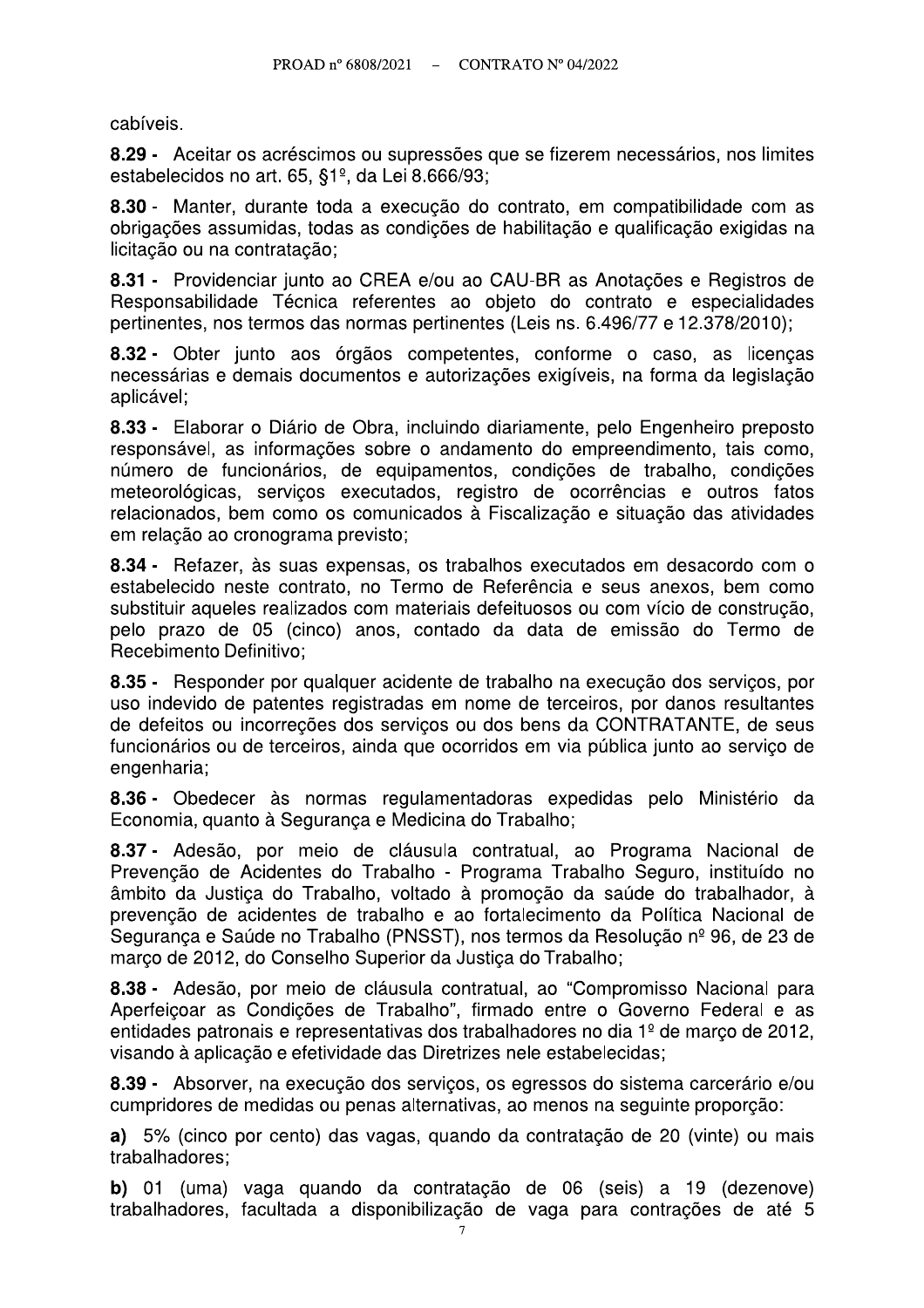cabíveis.

**8.29 -** Aceitar os acréscimos ou supressões que se fizerem necessários, nos limites estabelecidos no art. 65, §1º, da Lei 8.666/93;

**8.30** - Manter, durante toda a execução do contrato, em compatibilidade com as obrigações assumidas, todas as condições de habilitação e qualificação exigidas na licitação ou na contratação;

**8.31 -** Providenciar junto ao CREA e/ou ao CAU-BR as Anotações e Registros de Responsabilidade Técnica referentes ao objeto do contrato e especialidades pertinentes, nos termos das normas pertinentes (Leis ns. 6.496/77 e 12.378/2010);

**8.32 -** Obter junto aos órgãos competentes, conforme o caso, as licenças necessárias e demais documentos e autorizações exigíveis, na forma da legislação aplicável;

**8.33 -** Elaborar o Diário de Obra, incluindo diariamente, pelo Engenheiro preposto responsável, as informações sobre o andamento do empreendimento, tais como, número de funcionários, de equipamentos, condições de trabalho, condições meteorológicas, serviços executados, registro de ocorrências e outros fatos relacionados, bem como os comunicados à Fiscalização e situação das atividades em relação ao cronograma previsto;

**8.34 -** Refazer, às suas expensas, os trabalhos executados em desacordo com o estabelecido neste contrato, no Termo de Referência e seus anexos, bem como substituir aqueles realizados com materiais defeituosos ou com vício de construção, pelo prazo de 05 (cinco) anos, contado da data de emissão do Termo de Recebimento Definitivo;

**8.35 -** Responder por qualquer acidente de trabalho na execução dos serviços, por uso indevido de patentes registradas em nome de terceiros, por danos resultantes de defeitos ou incorreções dos serviços ou dos bens da CONTRATANTE, de seus funcionários ou de terceiros, ainda que ocorridos em via pública junto ao serviço de engenharia;

**8.36 -** Obedecer às normas regulamentadoras expedidas pelo Ministério da Economia, quanto à Segurança e Medicina do Trabalho;

**8.37 -** Adesão, por meio de cláusula contratual, ao Programa Nacional de Prevenção de Acidentes do Trabalho - Programa Trabalho Seguro, instituído no âmbito da Justiça do Trabalho, voltado à promoção da saúde do trabalhador, à prevenção de acidentes de trabalho e ao fortalecimento da Política Nacional de Segurança e Saúde no Trabalho (PNSST), nos termos da Resolução nº 96, de 23 de março de 2012, do Conselho Superior da Justiça do Trabalho;

**8.38 -** Adesão, por meio de cláusula contratual, ao "Compromisso Nacional para Aperfeiçoar as Condições de Trabalho", firmado entre o Governo Federal e as entidades patronais e representativas dos trabalhadores no dia 1º de março de 2012, visando à aplicação e efetividade das Diretrizes nele estabelecidas;

**8.39 -** Absorver, na execução dos serviços, os egressos do sistema carcerário e/ou cumpridores de medidas ou penas alternativas, ao menos na seguinte proporção:

**a)** 5% (cinco por cento) das vagas, quando da contratação de 20 (vinte) ou mais trabalhadores;

**b)** 01 (uma) vaga quando da contratação de 06 (seis) a 19 (dezenove) trabalhadores, facultada a disponibilização de vaga para contrações de até 5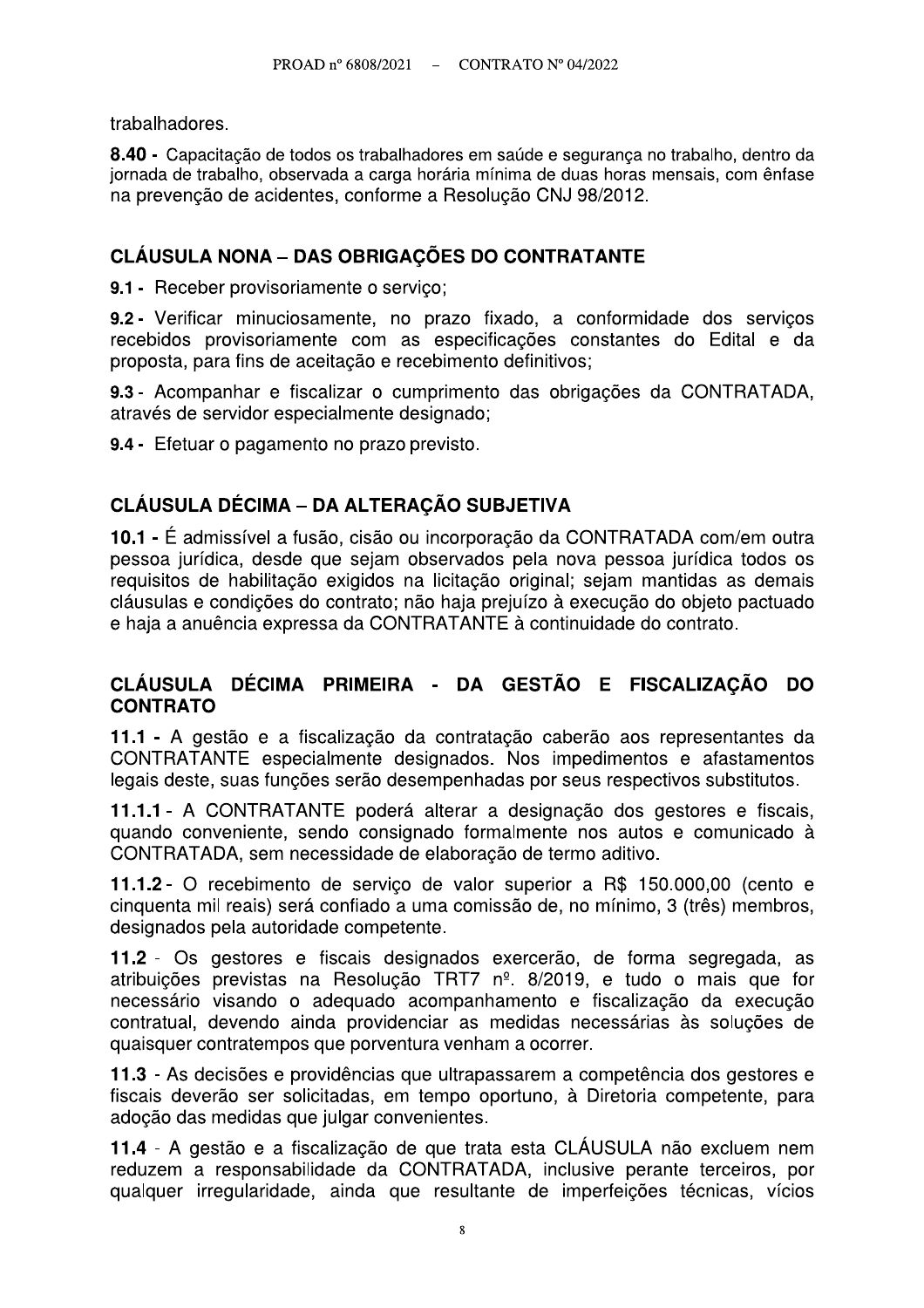trabalhadores.

**8.40 -** Capacitação de todos os trabalhadores em saúde e segurança no trabalho, dentro da jornada de trabalho, observada a carga horária mínima de duas horas mensais, com ênfase na prevenção de acidentes, conforme a Resolução CNJ 98/2012.

## CLÁUSULA NONA – DAS OBRIGAÇÕES DO CONTRATANTE

**9.1 -** Receber provisoriamente o serviço;

**9.2 -** Verificar minuciosamente, no prazo fixado, a conformidade dos serviços recebidos provisoriamente com as especificações constantes do Edital e da proposta, para fins de aceitação e recebimento definitivos;

**9.3** - Acompanhar e fiscalizar o cumprimento das obrigações da CONTRATADA, através de servidor especialmente designado;

**9.4 -** Efetuar o pagamento no prazo previsto.

## CLÁUSULA DÉCIMA – DA ALTERAÇÃO SUBJETIVA

**10.1 -** É admissível a fusão, cisão ou incorporação da CONTRATADA com/em outra pessoa jurídica, desde que sejam observados pela nova pessoa jurídica todos os requisitos de habilitação exigidos na licitação original; sejam mantidas as demais cláusulas e condições do contrato; não haja prejuízo à execução do objeto pactuado e haja a anuência expressa da CONTRATANTE à continuidade do contrato.

## CLÁUSULA DÉCIMA PRIMEIRA - DA GESTÃO E FISCALIZAÇÃO DO CONTRATO

**11.1 -** A gestão e a fiscalização da contratação caberão aos representantes da CONTRATANTE especialmente designados. Nos impedimentos e afastamentos legais deste, suas funções serão desempenhadas por seus respectivos substitutos.

**11.1.1** - A CONTRATANTE poderá alterar a designação dos gestores e fiscais, quando conveniente, sendo consignado formalmente nos autos e comunicado à CONTRATADA, sem necessidade de elaboração de termo aditivo.

**11.1.2** - O recebimento de serviço de valor superior a R$ 150.000,00 (cento e cinquenta mil reais) será confiado a uma comissão de, no mínimo, 3 (três) membros, designados pela autoridade competente.

**11.2** - Os gestores e fiscais designados exercerão, de forma segregada, as atribuições previstas na Resolução TRT7 nº. 8/2019, e tudo o mais que for necessário visando o adequado acompanhamento e fiscalização da execução contratual, devendo ainda providenciar as medidas necessárias às soluções de quaisquer contratempos que porventura venham a ocorrer.

**11.3** - As decisões e providências que ultrapassarem a competência dos gestores e fiscais deverão ser solicitadas, em tempo oportuno, à Diretoria competente, para adoção das medidas que julgar convenientes.

**11.4** - A gestão e a fiscalização de que trata esta CLÁUSULA não excluem nem reduzem a responsabilidade da CONTRATADA, inclusive perante terceiros, por qualquer irregularidade, ainda que resultante de imperfeições técnicas, vícios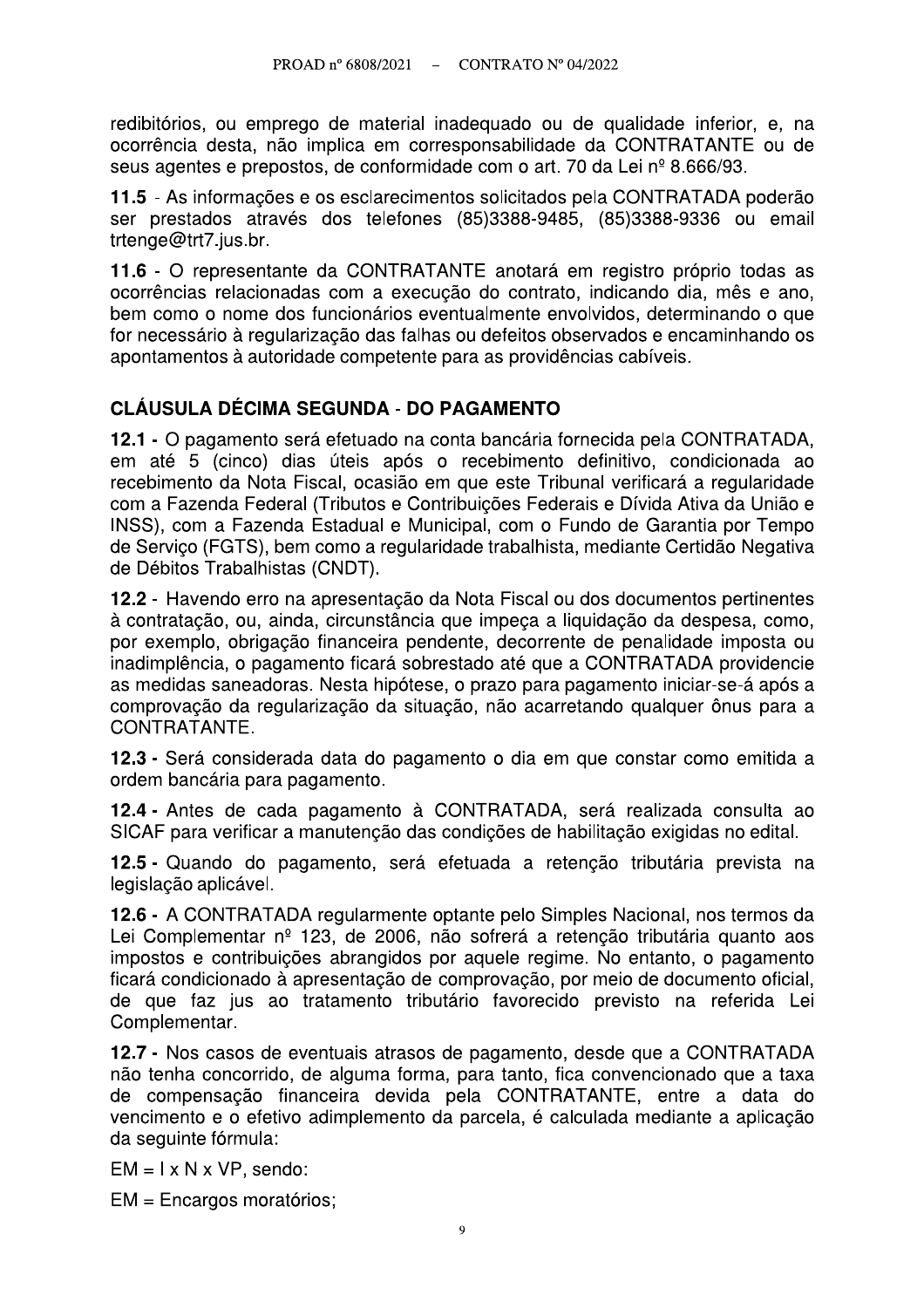redibitórios, ou emprego de material inadequado ou de qualidade inferior, e, na ocorrência desta, não implica em corresponsabilidade da CONTRATANTE ou de seus agentes e prepostos, de conformidade com o art. 70 da Lei nº 8.666/93.

**11.5** - As informações e os esclarecimentos solicitados pela CONTRATADA poderão ser prestados através dos telefones (85)3388-9485, (85)3388-9336 ou email trtenge@trt7.jus.br.

**11.6** - O representante da CONTRATANTE anotará em registro próprio todas as ocorrências relacionadas com a execução do contrato, indicando dia, mês e ano, bem como o nome dos funcionários eventualmente envolvidos, determinando o que for necessário à regularização das falhas ou defeitos observados e encaminhando os apontamentos à autoridade competente para as providências cabíveis.

## CLÁUSULA DÉCIMA SEGUNDA - DO PAGAMENTO

**12.1** - O pagamento será efetuado na conta bancária fornecida pela CONTRATADA, em até 5 (cinco) dias úteis após o recebimento definitivo, condicionada ao recebimento da Nota Fiscal, ocasião em que este Tribunal verificará a regularidade com a Fazenda Federal (Tributos e Contribuições Federais e Dívida Ativa da União e INSS), com a Fazenda Estadual e Municipal, com o Fundo de Garantia por Tempo de Serviço (FGTS), bem como a regularidade trabalhista, mediante Certidão Negativa de Débitos Trabalhistas (CNDT).

**12.2** - Havendo erro na apresentação da Nota Fiscal ou dos documentos pertinentes à contratação, ou, ainda, circunstância que impeça a liquidação da despesa, como, por exemplo, obrigação financeira pendente, decorrente de penalidade imposta ou inadimplência, o pagamento ficará sobrestado até que a CONTRATADA providencie as medidas saneadoras. Nesta hipótese, o prazo para pagamento iniciar-se-á após a comprovação da regularização da situação, não acarretando qualquer ônus para a CONTRATANTE.

**12.3** - Será considerada data do pagamento o dia em que constar como emitida a ordem bancária para pagamento.

**12.4** - Antes de cada pagamento à CONTRATADA, será realizada consulta ao SICAF para verificar a manutenção das condições de habilitação exigidas no edital.

**12.5** - Quando do pagamento, será efetuada a retenção tributária prevista na legislação aplicável.

**12.6** - A CONTRATADA regularmente optante pelo Simples Nacional, nos termos da Lei Complementar nº 123, de 2006, não sofrerá a retenção tributária quanto aos impostos e contribuições abrangidos por aquele regime. No entanto, o pagamento ficará condicionado à apresentação de comprovação, por meio de documento oficial, de que faz jus ao tratamento tributário favorecido previsto na referida Lei Complementar.

**12.7** - Nos casos de eventuais atrasos de pagamento, desde que a CONTRATADA não tenha concorrido, de alguma forma, para tanto, fica convencionado que a taxa de compensação financeira devida pela CONTRATANTE, entre a data do vencimento e o efetivo adimplemento da parcela, é calculada mediante a aplicação da seguinte fórmula:

$EM = I \times N \times VP$, sendo:

EM = Encargos moratórios;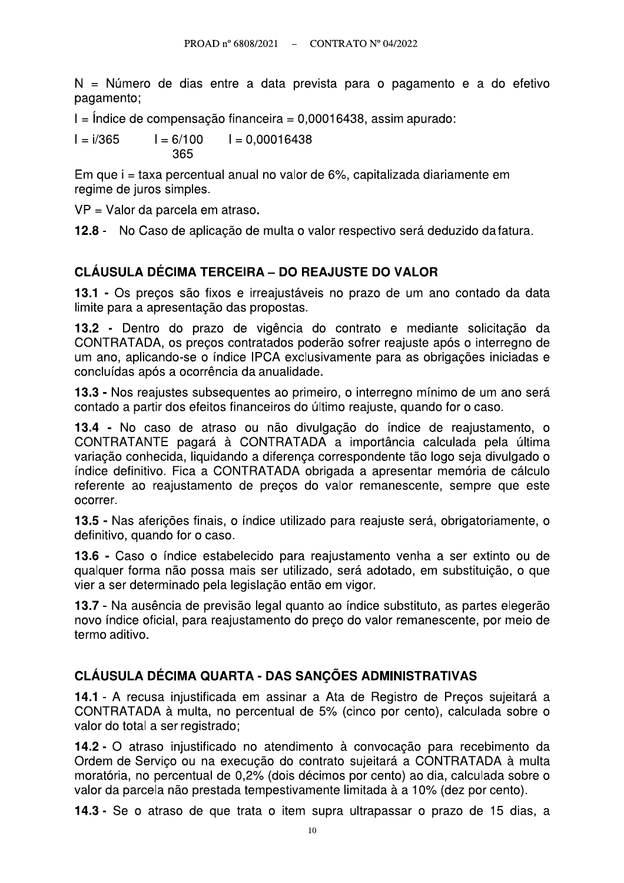N = Número de dias entre a data prevista para o pagamento e a do efetivo pagamento;

I = Índice de compensação financeira = 0,00016438, assim apurado:

$I = i/365 \qquad I = \frac{6/100}{365} \qquad I = 0{,}00016438$

Em que i = taxa percentual anual no valor de 6%, capitalizada diariamente em regime de juros simples.

VP = Valor da parcela em atraso.

**12.8** - No Caso de aplicação de multa o valor respectivo será deduzido da fatura.

## CLÁUSULA DÉCIMA TERCEIRA – DO REAJUSTE DO VALOR

**13.1** - Os preços são fixos e irreajustáveis no prazo de um ano contado da data limite para a apresentação das propostas.

**13.2** - Dentro do prazo de vigência do contrato e mediante solicitação da CONTRATADA, os preços contratados poderão sofrer reajuste após o interregno de um ano, aplicando-se o índice IPCA exclusivamente para as obrigações iniciadas e concluídas após a ocorrência da anualidade.

**13.3** - Nos reajustes subsequentes ao primeiro, o interregno mínimo de um ano será contado a partir dos efeitos financeiros do último reajuste, quando for o caso.

**13.4** - No caso de atraso ou não divulgação do índice de reajustamento, o CONTRATANTE pagará à CONTRATADA a importância calculada pela última variação conhecida, liquidando a diferença correspondente tão logo seja divulgado o índice definitivo. Fica a CONTRATADA obrigada a apresentar memória de cálculo referente ao reajustamento de preços do valor remanescente, sempre que este ocorrer.

**13.5** - Nas aferições finais, o índice utilizado para reajuste será, obrigatoriamente, o definitivo, quando for o caso.

**13.6** - Caso o índice estabelecido para reajustamento venha a ser extinto ou de qualquer forma não possa mais ser utilizado, será adotado, em substituição, o que vier a ser determinado pela legislação então em vigor.

**13.7** - Na ausência de previsão legal quanto ao índice substituto, as partes elegerão novo índice oficial, para reajustamento do preço do valor remanescente, por meio de termo aditivo.

## CLÁUSULA DÉCIMA QUARTA - DAS SANÇÕES ADMINISTRATIVAS

**14.1** - A recusa injustificada em assinar a Ata de Registro de Preços sujeitará a CONTRATADA à multa, no percentual de 5% (cinco por cento), calculada sobre o valor do total a ser registrado;

**14.2** - O atraso injustificado no atendimento à convocação para recebimento da Ordem de Serviço ou na execução do contrato sujeitará a CONTRATADA à multa moratória, no percentual de 0,2% (dois décimos por cento) ao dia, calculada sobre o valor da parcela não prestada tempestivamente limitada à a 10% (dez por cento).

**14.3** - Se o atraso de que trata o item supra ultrapassar o prazo de 15 dias, a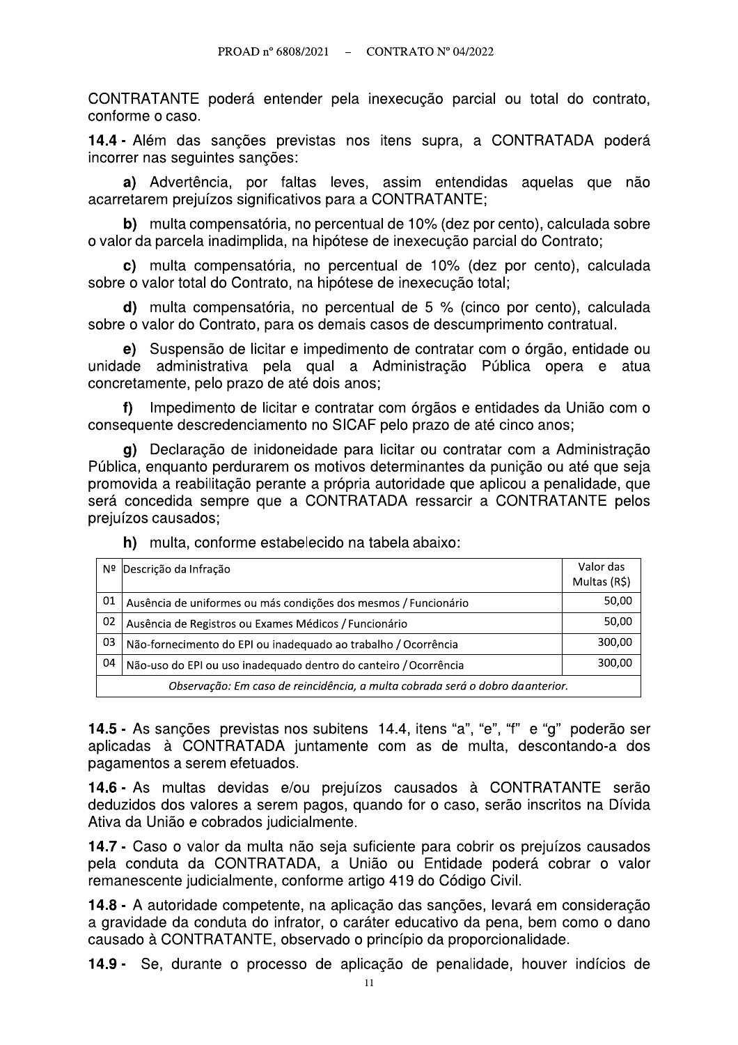CONTRATANTE poderá entender pela inexecução parcial ou total do contrato, conforme o caso.

**14.4 -** Além das sanções previstas nos itens supra, a CONTRATADA poderá incorrer nas seguintes sanções:

**a)** Advertência, por faltas leves, assim entendidas aquelas que não acarretarem prejuízos significativos para a CONTRATANTE;

**b)** multa compensatória, no percentual de 10% (dez por cento), calculada sobre o valor da parcela inadimplida, na hipótese de inexecução parcial do Contrato;

**c)** multa compensatória, no percentual de 10% (dez por cento), calculada sobre o valor total do Contrato, na hipótese de inexecução total;

**d)** multa compensatória, no percentual de 5 % (cinco por cento), calculada sobre o valor do Contrato, para os demais casos de descumprimento contratual.

**e)** Suspensão de licitar e impedimento de contratar com o órgão, entidade ou unidade administrativa pela qual a Administração Pública opera e atua concretamente, pelo prazo de até dois anos;

**f)** Impedimento de licitar e contratar com órgãos e entidades da União com o consequente descredenciamento no SICAF pelo prazo de até cinco anos;

**g)** Declaração de inidoneidade para licitar ou contratar com a Administração Pública, enquanto perdurarem os motivos determinantes da punição ou até que seja promovida a reabilitação perante a própria autoridade que aplicou a penalidade, que será concedida sempre que a CONTRATADA ressarcir a CONTRATANTE pelos prejuízos causados;

**h)** multa, conforme estabelecido na tabela abaixo:

| Nº | Descrição da Infração | Valor das Multas (R$) |
|---|---|---|
| 01 | Ausência de uniformes ou más condições dos mesmos / Funcionário | 50,00 |
| 02 | Ausência de Registros ou Exames Médicos / Funcionário | 50,00 |
| 03 | Não-fornecimento do EPI ou inadequado ao trabalho / Ocorrência | 300,00 |
| 04 | Não-uso do EPI ou uso inadequado dentro do canteiro / Ocorrência | 300,00 |
| *Observação: Em caso de reincidência, a multa cobrada será o dobro da anterior.* | | |

**14.5 -** As sanções previstas nos subitens 14.4, itens "a", "e", "f" e "g" poderão ser aplicadas à CONTRATADA juntamente com as de multa, descontando-a dos pagamentos a serem efetuados.

**14.6 -** As multas devidas e/ou prejuízos causados à CONTRATANTE serão deduzidos dos valores a serem pagos, quando for o caso, serão inscritos na Dívida Ativa da União e cobrados judicialmente.

**14.7 -** Caso o valor da multa não seja suficiente para cobrir os prejuízos causados pela conduta da CONTRATADA, a União ou Entidade poderá cobrar o valor remanescente judicialmente, conforme artigo 419 do Código Civil.

**14.8 -** A autoridade competente, na aplicação das sanções, levará em consideração a gravidade da conduta do infrator, o caráter educativo da pena, bem como o dano causado à CONTRATANTE, observado o princípio da proporcionalidade.

**14.9 -** Se, durante o processo de aplicação de penalidade, houver indícios de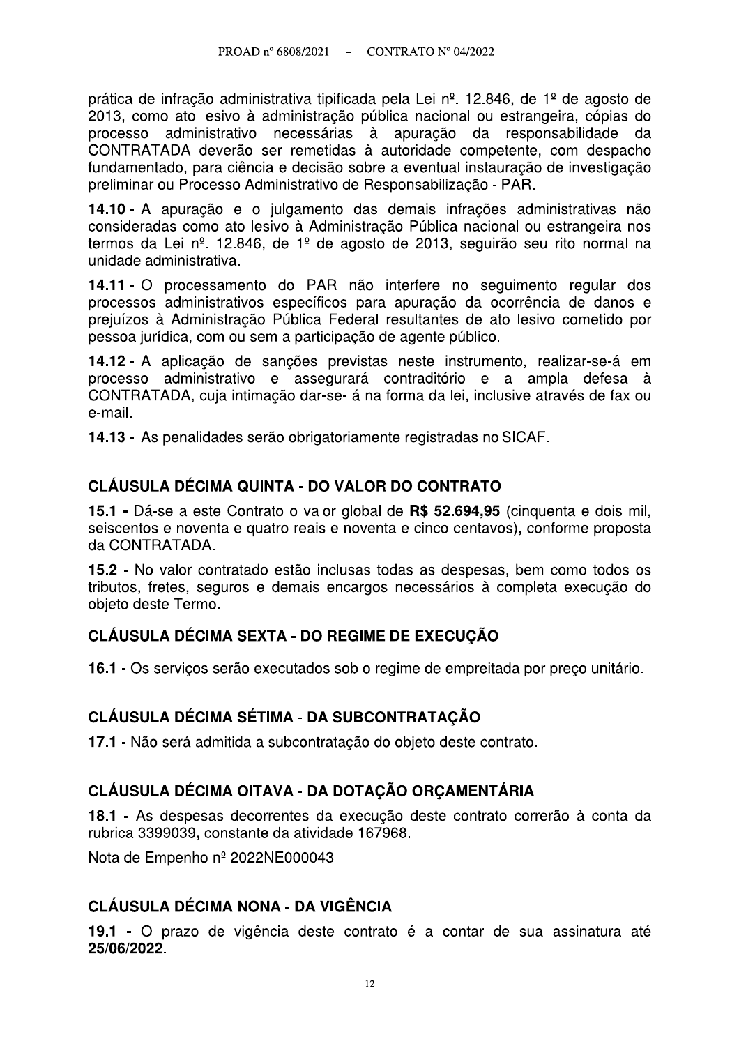prática de infração administrativa tipificada pela Lei nº. 12.846, de 1º de agosto de 2013, como ato lesivo à administração pública nacional ou estrangeira, cópias do processo administrativo necessárias à apuração da responsabilidade da CONTRATADA deverão ser remetidas à autoridade competente, com despacho fundamentado, para ciência e decisão sobre a eventual instauração de investigação preliminar ou Processo Administrativo de Responsabilização - PAR.

**14.10 -** A apuração e o julgamento das demais infrações administrativas não consideradas como ato lesivo à Administração Pública nacional ou estrangeira nos termos da Lei nº. 12.846, de 1º de agosto de 2013, seguirão seu rito normal na unidade administrativa.

**14.11 -** O processamento do PAR não interfere no seguimento regular dos processos administrativos específicos para apuração da ocorrência de danos e prejuízos à Administração Pública Federal resultantes de ato lesivo cometido por pessoa jurídica, com ou sem a participação de agente público.

**14.12 -** A aplicação de sanções previstas neste instrumento, realizar-se-á em processo administrativo e assegurará contraditório e a ampla defesa à CONTRATADA, cuja intimação dar-se- á na forma da lei, inclusive através de fax ou e-mail.

**14.13 -** As penalidades serão obrigatoriamente registradas no SICAF.

## CLÁUSULA DÉCIMA QUINTA - DO VALOR DO CONTRATO

**15.1 -** Dá-se a este Contrato o valor global de **R$ 52.694,95** (cinquenta e dois mil, seiscentos e noventa e quatro reais e noventa e cinco centavos), conforme proposta da CONTRATADA.

**15.2 -** No valor contratado estão inclusas todas as despesas, bem como todos os tributos, fretes, seguros e demais encargos necessários à completa execução do objeto deste Termo.

## CLÁUSULA DÉCIMA SEXTA - DO REGIME DE EXECUÇÃO

**16.1 -** Os serviços serão executados sob o regime de empreitada por preço unitário.

## CLÁUSULA DÉCIMA SÉTIMA - DA SUBCONTRATAÇÃO

**17.1 -** Não será admitida a subcontratação do objeto deste contrato.

## CLÁUSULA DÉCIMA OITAVA - DA DOTAÇÃO ORÇAMENTÁRIA

**18.1 -** As despesas decorrentes da execução deste contrato correrão à conta da rubrica 3399039**,** constante da atividade 167968.

Nota de Empenho nº 2022NE000043

## CLÁUSULA DÉCIMA NONA - DA VIGÊNCIA

**19.1 -** O prazo de vigência deste contrato é a contar de sua assinatura até **25/06/2022**.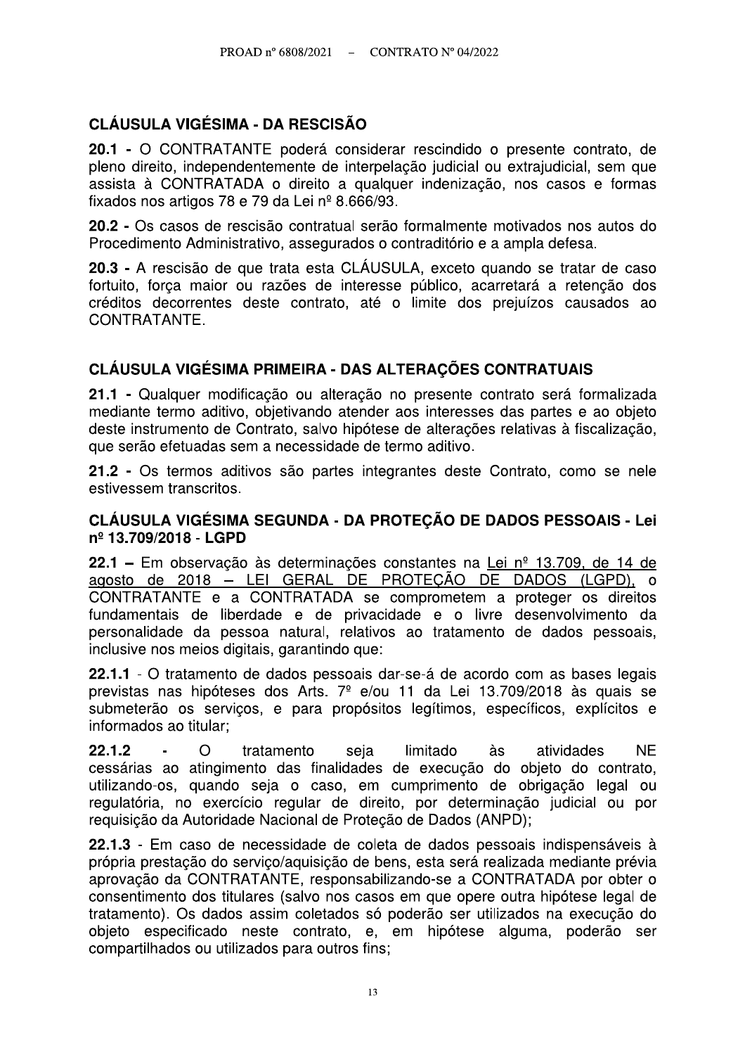## CLÁUSULA VIGÉSIMA - DA RESCISÃO

**20.1 -** O CONTRATANTE poderá considerar rescindido o presente contrato, de pleno direito, independentemente de interpelação judicial ou extrajudicial, sem que assista à CONTRATADA o direito a qualquer indenização, nos casos e formas fixados nos artigos 78 e 79 da Lei nº 8.666/93.

**20.2 -** Os casos de rescisão contratual serão formalmente motivados nos autos do Procedimento Administrativo, assegurados o contraditório e a ampla defesa.

**20.3 -** A rescisão de que trata esta CLÁUSULA, exceto quando se tratar de caso fortuito, força maior ou razões de interesse público, acarretará a retenção dos créditos decorrentes deste contrato, até o limite dos prejuízos causados ao CONTRATANTE.

## CLÁUSULA VIGÉSIMA PRIMEIRA - DAS ALTERAÇÕES CONTRATUAIS

**21.1 -** Qualquer modificação ou alteração no presente contrato será formalizada mediante termo aditivo, objetivando atender aos interesses das partes e ao objeto deste instrumento de Contrato, salvo hipótese de alterações relativas à fiscalização, que serão efetuadas sem a necessidade de termo aditivo.

**21.2 -** Os termos aditivos são partes integrantes deste Contrato, como se nele estivessem transcritos.

## CLÁUSULA VIGÉSIMA SEGUNDA - DA PROTEÇÃO DE DADOS PESSOAIS - Lei nº 13.709/2018 - LGPD

**22.1 –** Em observação às determinações constantes na Lei nº 13.709, de 14 de agosto de 2018 – LEI GERAL DE PROTEÇÃO DE DADOS (LGPD), o CONTRATANTE e a CONTRATADA se comprometem a proteger os direitos fundamentais de liberdade e de privacidade e o livre desenvolvimento da personalidade da pessoa natural, relativos ao tratamento de dados pessoais, inclusive nos meios digitais, garantindo que:

**22.1.1** - O tratamento de dados pessoais dar-se-á de acordo com as bases legais previstas nas hipóteses dos Arts. 7º e/ou 11 da Lei 13.709/2018 às quais se submeterão os serviços, e para propósitos legítimos, específicos, explícitos e informados ao titular;

**22.1.2** - O tratamento seja limitado às atividades NE cessárias ao atingimento das finalidades de execução do objeto do contrato, utilizando-os, quando seja o caso, em cumprimento de obrigação legal ou regulatória, no exercício regular de direito, por determinação judicial ou por requisição da Autoridade Nacional de Proteção de Dados (ANPD);

**22.1.3** - Em caso de necessidade de coleta de dados pessoais indispensáveis à própria prestação do serviço/aquisição de bens, esta será realizada mediante prévia aprovação da CONTRATANTE, responsabilizando-se a CONTRATADA por obter o consentimento dos titulares (salvo nos casos em que opere outra hipótese legal de tratamento). Os dados assim coletados só poderão ser utilizados na execução do objeto especificado neste contrato, e, em hipótese alguma, poderão ser compartilhados ou utilizados para outros fins;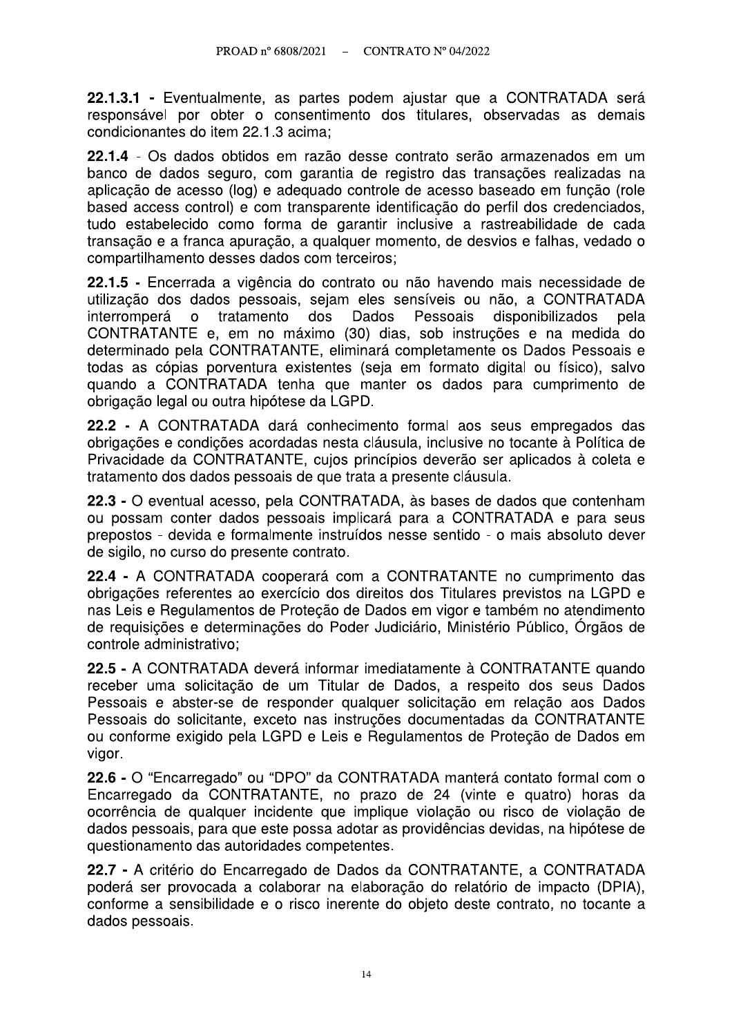**22.1.3.1 -** Eventualmente, as partes podem ajustar que a CONTRATADA será responsável por obter o consentimento dos titulares, observadas as demais condicionantes do item 22.1.3 acima;

**22.1.4** - Os dados obtidos em razão desse contrato serão armazenados em um banco de dados seguro, com garantia de registro das transações realizadas na aplicação de acesso (log) e adequado controle de acesso baseado em função (role based access control) e com transparente identificação do perfil dos credenciados, tudo estabelecido como forma de garantir inclusive a rastreabilidade de cada transação e a franca apuração, a qualquer momento, de desvios e falhas, vedado o compartilhamento desses dados com terceiros;

**22.1.5 -** Encerrada a vigência do contrato ou não havendo mais necessidade de utilização dos dados pessoais, sejam eles sensíveis ou não, a CONTRATADA interromperá o tratamento dos Dados Pessoais disponibilizados pela CONTRATANTE e, em no máximo (30) dias, sob instruções e na medida do determinado pela CONTRATANTE, eliminará completamente os Dados Pessoais e todas as cópias porventura existentes (seja em formato digital ou físico), salvo quando a CONTRATADA tenha que manter os dados para cumprimento de obrigação legal ou outra hipótese da LGPD.

**22.2 -** A CONTRATADA dará conhecimento formal aos seus empregados das obrigações e condições acordadas nesta cláusula, inclusive no tocante à Política de Privacidade da CONTRATANTE, cujos princípios deverão ser aplicados à coleta e tratamento dos dados pessoais de que trata a presente cláusula.

**22.3 -** O eventual acesso, pela CONTRATADA, às bases de dados que contenham ou possam conter dados pessoais implicará para a CONTRATADA e para seus prepostos - devida e formalmente instruídos nesse sentido - o mais absoluto dever de sigilo, no curso do presente contrato.

**22.4 -** A CONTRATADA cooperará com a CONTRATANTE no cumprimento das obrigações referentes ao exercício dos direitos dos Titulares previstos na LGPD e nas Leis e Regulamentos de Proteção de Dados em vigor e também no atendimento de requisições e determinações do Poder Judiciário, Ministério Público, Órgãos de controle administrativo;

**22.5 -** A CONTRATADA deverá informar imediatamente à CONTRATANTE quando receber uma solicitação de um Titular de Dados, a respeito dos seus Dados Pessoais e abster-se de responder qualquer solicitação em relação aos Dados Pessoais do solicitante, exceto nas instruções documentadas da CONTRATANTE ou conforme exigido pela LGPD e Leis e Regulamentos de Proteção de Dados em vigor.

**22.6 -** O "Encarregado" ou "DPO" da CONTRATADA manterá contato formal com o Encarregado da CONTRATANTE, no prazo de 24 (vinte e quatro) horas da ocorrência de qualquer incidente que implique violação ou risco de violação de dados pessoais, para que este possa adotar as providências devidas, na hipótese de questionamento das autoridades competentes.

**22.7 -** A critério do Encarregado de Dados da CONTRATANTE, a CONTRATADA poderá ser provocada a colaborar na elaboração do relatório de impacto (DPIA), conforme a sensibilidade e o risco inerente do objeto deste contrato, no tocante a dados pessoais.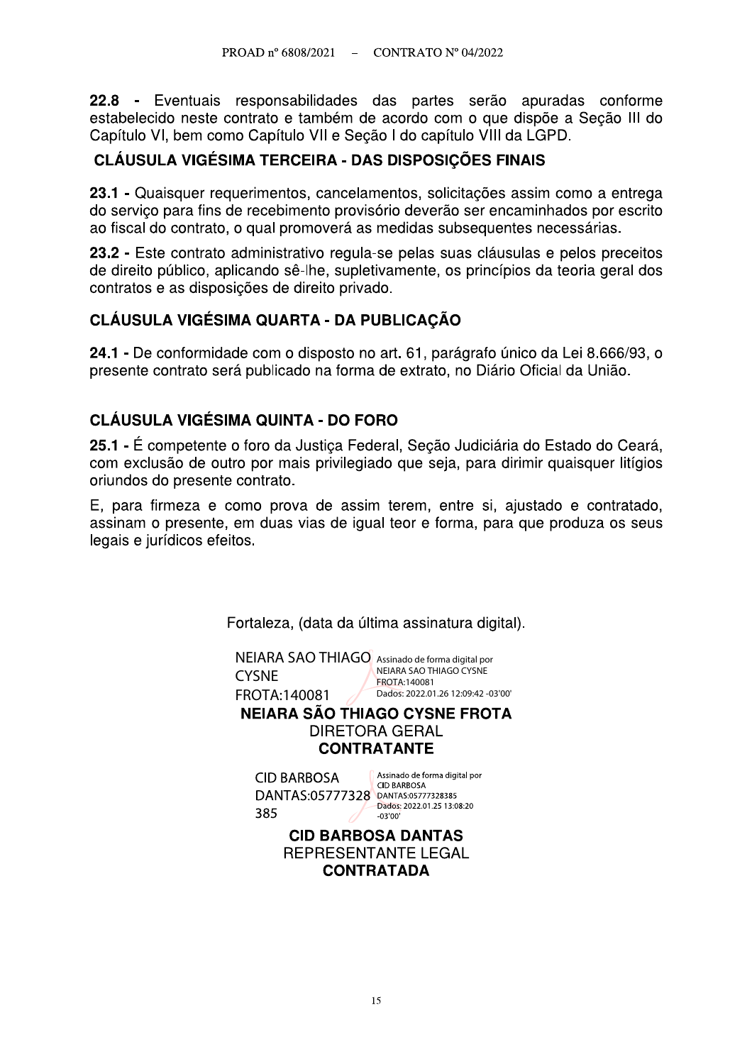**22.8 -** Eventuais responsabilidades das partes serão apuradas conforme estabelecido neste contrato e também de acordo com o que dispõe a Seção III do Capítulo VI, bem como Capítulo VII e Seção I do capítulo VIII da LGPD.

## CLÁUSULA VIGÉSIMA TERCEIRA - DAS DISPOSIÇÕES FINAIS

**23.1 -** Quaisquer requerimentos, cancelamentos, solicitações assim como a entrega do serviço para fins de recebimento provisório deverão ser encaminhados por escrito ao fiscal do contrato, o qual promoverá as medidas subsequentes necessárias.

**23.2 -** Este contrato administrativo regula-se pelas suas cláusulas e pelos preceitos de direito público, aplicando sê-lhe, supletivamente, os princípios da teoria geral dos contratos e as disposições de direito privado.

## CLÁUSULA VIGÉSIMA QUARTA - DA PUBLICAÇÃO

**24.1 -** De conformidade com o disposto no art. 61, parágrafo único da Lei 8.666/93, o presente contrato será publicado na forma de extrato, no Diário Oficial da União.

## CLÁUSULA VIGÉSIMA QUINTA - DO FORO

**25.1 -** É competente o foro da Justiça Federal, Seção Judiciária do Estado do Ceará, com exclusão de outro por mais privilegiado que seja, para dirimir quaisquer litígios oriundos do presente contrato.

E, para firmeza e como prova de assim terem, entre si, ajustado e contratado, assinam o presente, em duas vias de igual teor e forma, para que produza os seus legais e jurídicos efeitos.

Fortaleza, (data da última assinatura digital).

NEIARA SAO THIAGO CYSNE FROTA:140081 — Assinado de forma digital por NEIARA SAO THIAGO CYSNE FROTA:140081 Dados: 2022.01.26 12:09:42 -03'00'

**NEIARA SÃO THIAGO CYSNE FROTA**
DIRETORA GERAL
**CONTRATANTE**

CID BARBOSA DANTAS:05777328385 — Assinado de forma digital por CID BARBOSA DANTAS:05777328385 Dados: 2022.01.25 13:08:20 -03'00'

**CID BARBOSA DANTAS**
REPRESENTANTE LEGAL
**CONTRATADA**